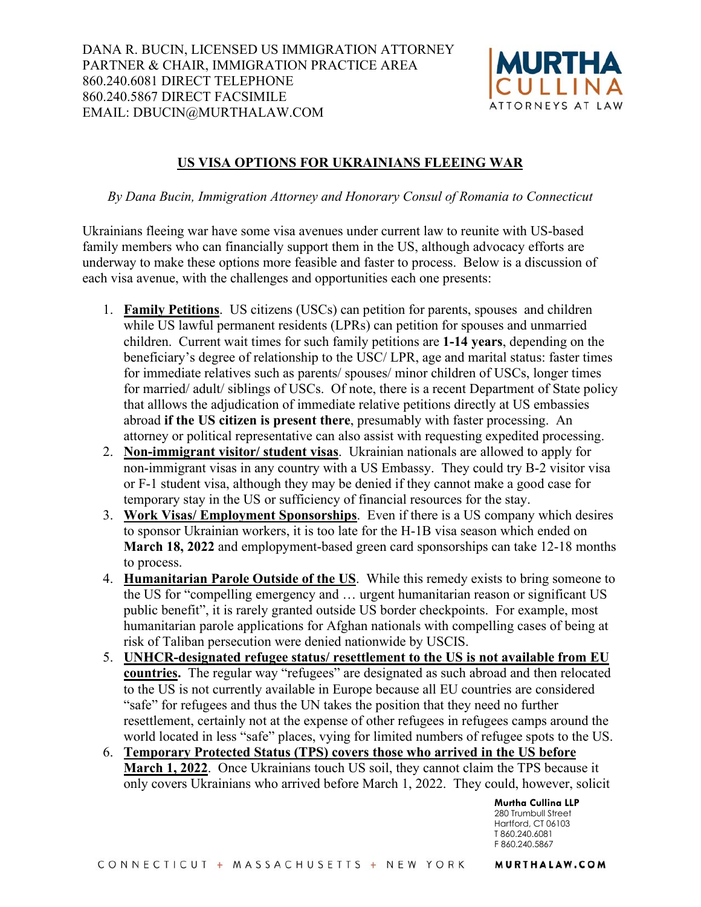DANA R. BUCIN, LICENSED US IMMIGRATION ATTORNEY
PARTNER & CHAIR, IMMIGRATION PRACTICE AREA
860.240.6081 DIRECT TELEPHONE
860.240.5867 DIRECT FACSIMILE
EMAIL: DBUCIN@MURTHALAW.COM

MURTHA CULLINA
ATTORNEYS AT LAW

# US VISA OPTIONS FOR UKRAINIANS FLEEING WAR

*By Dana Bucin, Immigration Attorney and Honorary Consul of Romania to Connecticut*

Ukrainians fleeing war have some visa avenues under current law to reunite with US-based family members who can financially support them in the US, although advocacy efforts are underway to make these options more feasible and faster to process. Below is a discussion of each visa avenue, with the challenges and opportunities each one presents:

1. **Family Petitions**. US citizens (USCs) can petition for parents, spouses and children while US lawful permanent residents (LPRs) can petition for spouses and unmarried children. Current wait times for such family petitions are **1-14 years**, depending on the beneficiary's degree of relationship to the USC/ LPR, age and marital status: faster times for immediate relatives such as parents/ spouses/ minor children of USCs, longer times for married/ adult/ siblings of USCs. Of note, there is a recent Department of State policy that alllows the adjudication of immediate relative petitions directly at US embassies abroad **if the US citizen is present there**, presumably with faster processing. An attorney or political representative can also assist with requesting expedited processing.
2. **Non-immigrant visitor/ student visas**. Ukrainian nationals are allowed to apply for non-immigrant visas in any country with a US Embassy. They could try B-2 visitor visa or F-1 student visa, although they may be denied if they cannot make a good case for temporary stay in the US or sufficiency of financial resources for the stay.
3. **Work Visas/ Employment Sponsorships**. Even if there is a US company which desires to sponsor Ukrainian workers, it is too late for the H-1B visa season which ended on **March 18, 2022** and employment-based green card sponsorships can take 12-18 months to process.
4. **Humanitarian Parole Outside of the US**. While this remedy exists to bring someone to the US for "compelling emergency and … urgent humanitarian reason or significant US public benefit", it is rarely granted outside US border checkpoints. For example, most humanitarian parole applications for Afghan nationals with compelling cases of being at risk of Taliban persecution were denied nationwide by USCIS.
5. **UNHCR-designated refugee status/ resettlement to the US is not available from EU countries.** The regular way "refugees" are designated as such abroad and then relocated to the US is not currently available in Europe because all EU countries are considered "safe" for refugees and thus the UN takes the position that they need no further resettlement, certainly not at the expense of other refugees in refugees camps around the world located in less "safe" places, vying for limited numbers of refugee spots to the US.
6. **Temporary Protected Status (TPS) covers those who arrived in the US before March 1, 2022**. Once Ukrainians touch US soil, they cannot claim the TPS because it only covers Ukrainians who arrived before March 1, 2022. They could, however, solicit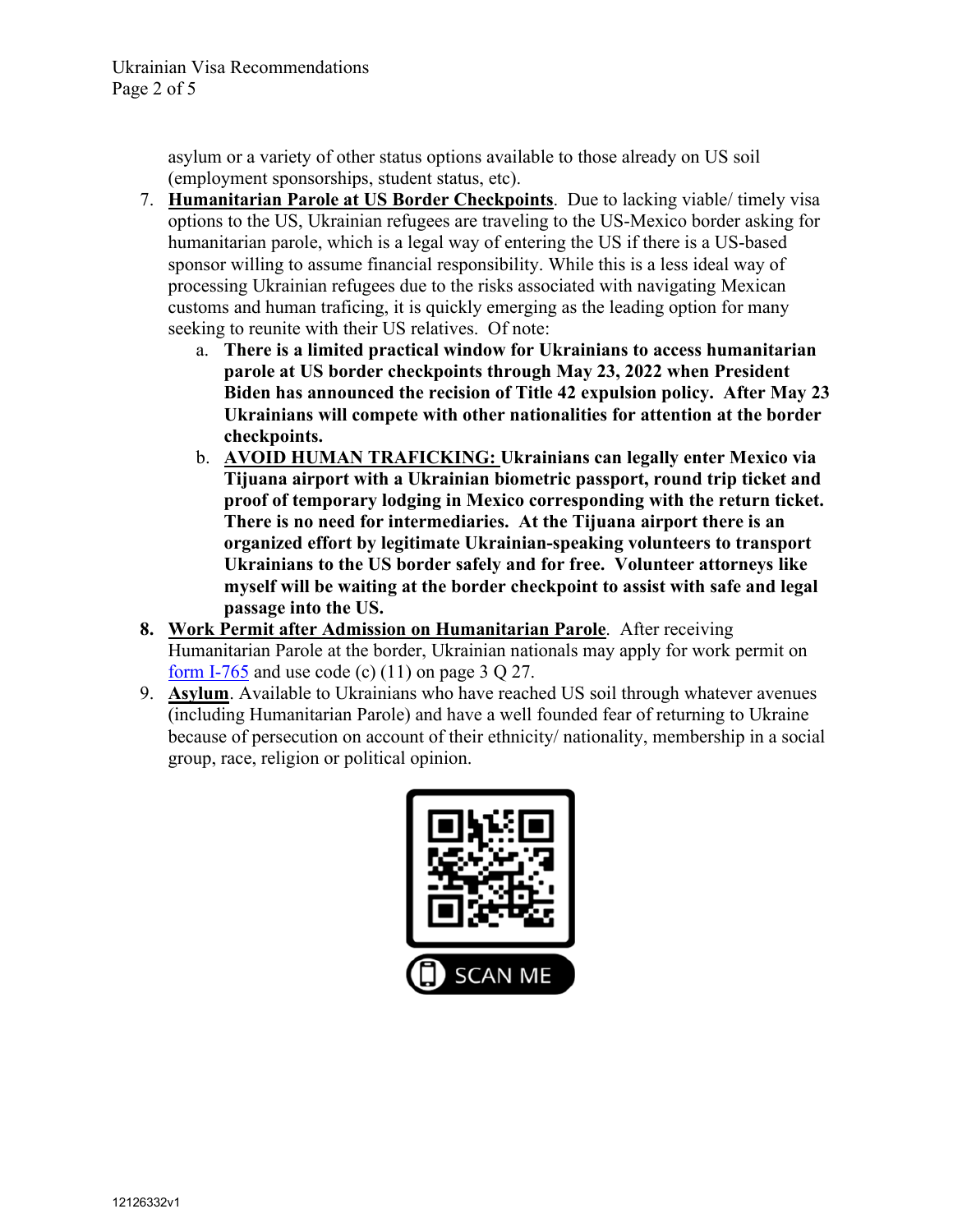asylum or a variety of other status options available to those already on US soil (employment sponsorships, student status, etc).

7. **<u>Humanitarian Parole at US Border Checkpoints</u>**. Due to lacking viable/ timely visa options to the US, Ukrainian refugees are traveling to the US-Mexico border asking for humanitarian parole, which is a legal way of entering the US if there is a US-based sponsor willing to assume financial responsibility. While this is a less ideal way of processing Ukrainian refugees due to the risks associated with navigating Mexican customs and human traficing, it is quickly emerging as the leading option for many seeking to reunite with their US relatives. Of note:
   a. **There is a limited practical window for Ukrainians to access humanitarian parole at US border checkpoints through May 23, 2022 when President Biden has announced the recision of Title 42 expulsion policy. After May 23 Ukrainians will compete with other nationalities for attention at the border checkpoints.**
   b. **<u>AVOID HUMAN TRAFICKING:</u> Ukrainians can legally enter Mexico via Tijuana airport with a Ukrainian biometric passport, round trip ticket and proof of temporary lodging in Mexico corresponding with the return ticket. There is no need for intermediaries. At the Tijuana airport there is an organized effort by legitimate Ukrainian-speaking volunteers to transport Ukrainians to the US border safely and for free. Volunteer attorneys like myself will be waiting at the border checkpoint to assist with safe and legal passage into the US.**
8. **<u>Work Permit after Admission on Humanitarian Parole</u>**. After receiving Humanitarian Parole at the border, Ukrainian nationals may apply for work permit on form I-765 and use code (c) (11) on page 3 Q 27.
9. **<u>Asylum</u>**. Available to Ukrainians who have reached US soil through whatever avenues (including Humanitarian Parole) and have a well founded fear of returning to Ukraine because of persecution on account of their ethnicity/ nationality, membership in a social group, race, religion or political opinion.

SCAN ME

12126332v1